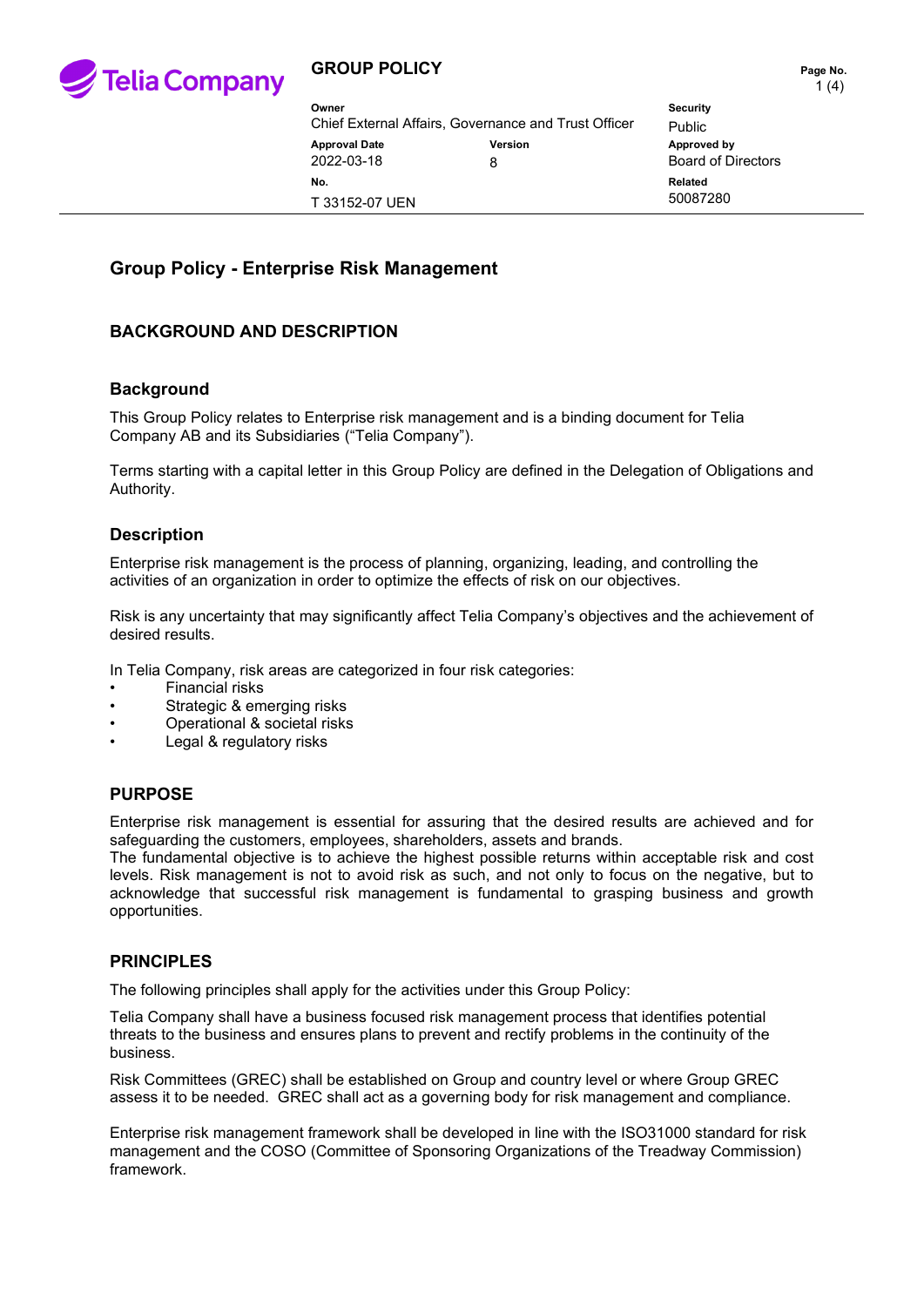**GROUP POLICY**

| Owner | | Security |
| --- | --- | --- |
| Chief External Affairs, Governance and Trust Officer | | Public |
| **Approval Date** | **Version** | **Approved by** |
| 2022-03-18 | 8 | Board of Directors |
| **No.** | | **Related** |
| T 33152-07 UEN | | 50087280 |

# Group Policy - Enterprise Risk Management

## BACKGROUND AND DESCRIPTION

### Background

This Group Policy relates to Enterprise risk management and is a binding document for Telia Company AB and its Subsidiaries ("Telia Company").

Terms starting with a capital letter in this Group Policy are defined in the Delegation of Obligations and Authority.

### Description

Enterprise risk management is the process of planning, organizing, leading, and controlling the activities of an organization in order to optimize the effects of risk on our objectives.

Risk is any uncertainty that may significantly affect Telia Company's objectives and the achievement of desired results.

In Telia Company, risk areas are categorized in four risk categories:

- Financial risks
- Strategic & emerging risks
- Operational & societal risks
- Legal & regulatory risks

## PURPOSE

Enterprise risk management is essential for assuring that the desired results are achieved and for safeguarding the customers, employees, shareholders, assets and brands.
The fundamental objective is to achieve the highest possible returns within acceptable risk and cost levels. Risk management is not to avoid risk as such, and not only to focus on the negative, but to acknowledge that successful risk management is fundamental to grasping business and growth opportunities.

## PRINCIPLES

The following principles shall apply for the activities under this Group Policy:

Telia Company shall have a business focused risk management process that identifies potential threats to the business and ensures plans to prevent and rectify problems in the continuity of the business.

Risk Committees (GREC) shall be established on Group and country level or where Group GREC assess it to be needed. GREC shall act as a governing body for risk management and compliance.

Enterprise risk management framework shall be developed in line with the ISO31000 standard for risk management and the COSO (Committee of Sponsoring Organizations of the Treadway Commission) framework.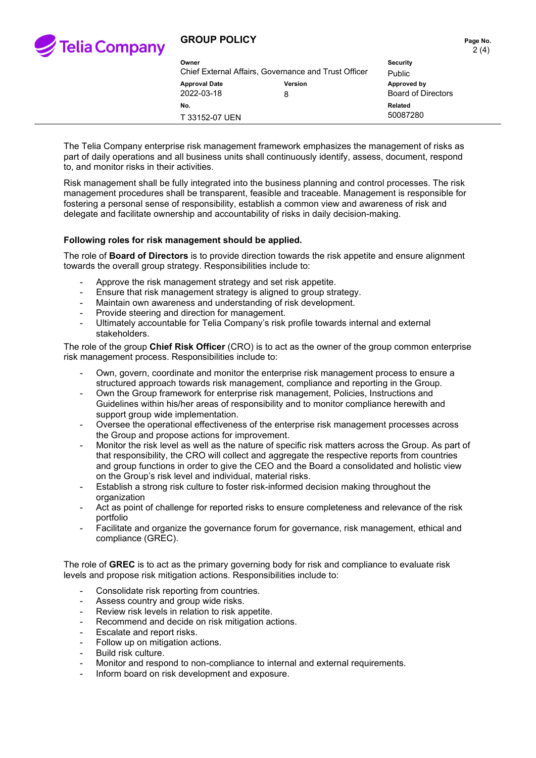The Telia Company enterprise risk management framework emphasizes the management of risks as part of daily operations and all business units shall continuously identify, assess, document, respond to, and monitor risks in their activities.

Risk management shall be fully integrated into the business planning and control processes. The risk management procedures shall be transparent, feasible and traceable. Management is responsible for fostering a personal sense of responsibility, establish a common view and awareness of risk and delegate and facilitate ownership and accountability of risks in daily decision-making.

**Following roles for risk management should be applied.**

The role of **Board of Directors** is to provide direction towards the risk appetite and ensure alignment towards the overall group strategy. Responsibilities include to:

- Approve the risk management strategy and set risk appetite.
- Ensure that risk management strategy is aligned to group strategy.
- Maintain own awareness and understanding of risk development.
- Provide steering and direction for management.
- Ultimately accountable for Telia Company's risk profile towards internal and external stakeholders.

The role of the group **Chief Risk Officer** (CRO) is to act as the owner of the group common enterprise risk management process. Responsibilities include to:

- Own, govern, coordinate and monitor the enterprise risk management process to ensure a structured approach towards risk management, compliance and reporting in the Group.
- Own the Group framework for enterprise risk management, Policies, Instructions and Guidelines within his/her areas of responsibility and to monitor compliance herewith and support group wide implementation.
- Oversee the operational effectiveness of the enterprise risk management processes across the Group and propose actions for improvement.
- Monitor the risk level as well as the nature of specific risk matters across the Group. As part of that responsibility, the CRO will collect and aggregate the respective reports from countries and group functions in order to give the CEO and the Board a consolidated and holistic view on the Group's risk level and individual, material risks.
- Establish a strong risk culture to foster risk-informed decision making throughout the organization
- Act as point of challenge for reported risks to ensure completeness and relevance of the risk portfolio
- Facilitate and organize the governance forum for governance, risk management, ethical and compliance (GREC).

The role of **GREC** is to act as the primary governing body for risk and compliance to evaluate risk levels and propose risk mitigation actions. Responsibilities include to:

- Consolidate risk reporting from countries.
- Assess country and group wide risks.
- Review risk levels in relation to risk appetite.
- Recommend and decide on risk mitigation actions.
- Escalate and report risks.
- Follow up on mitigation actions.
- Build risk culture.
- Monitor and respond to non-compliance to internal and external requirements.
- Inform board on risk development and exposure.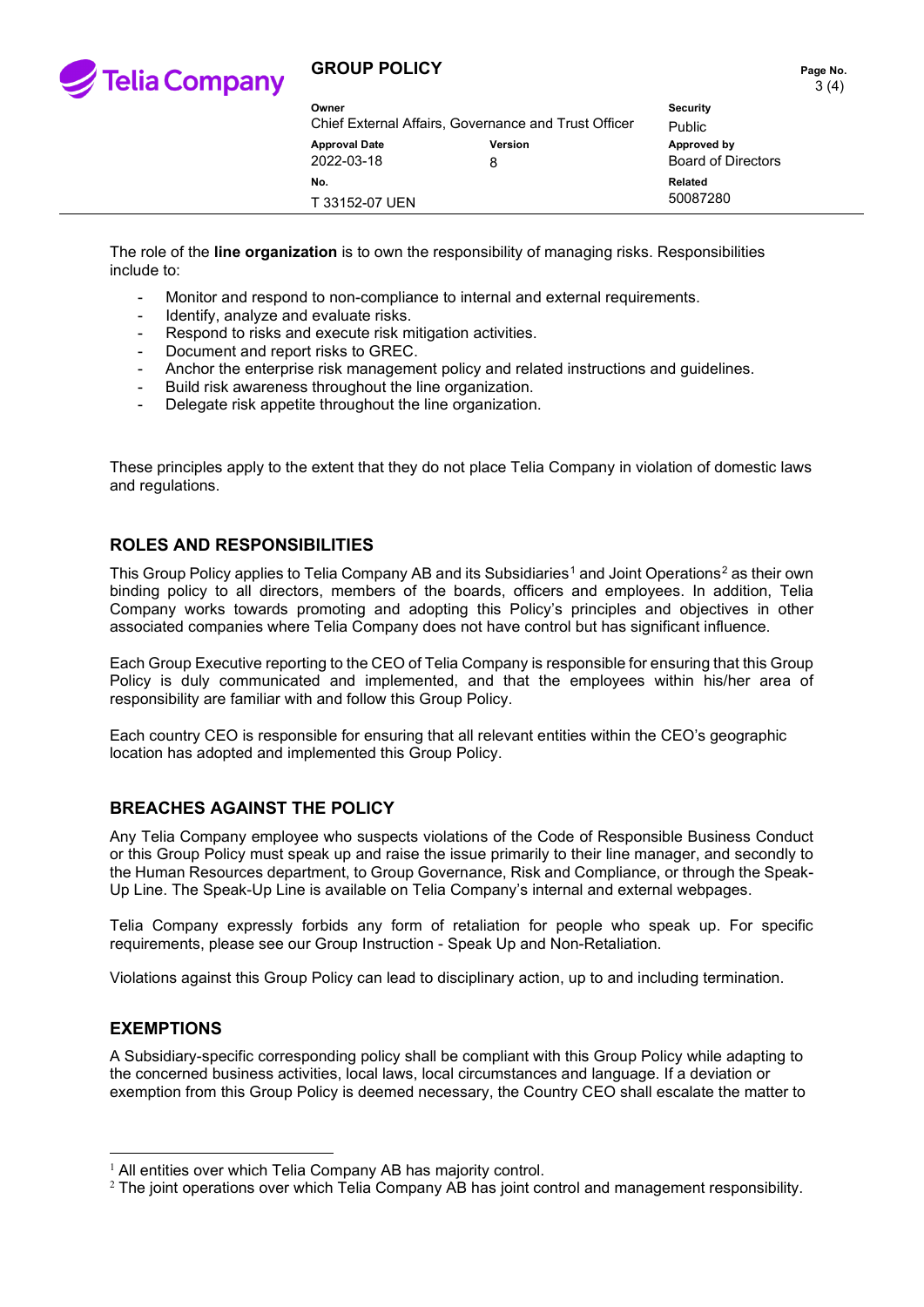The role of the **line organization** is to own the responsibility of managing risks. Responsibilities include to:

- Monitor and respond to non-compliance to internal and external requirements.
- Identify, analyze and evaluate risks.
- Respond to risks and execute risk mitigation activities.
- Document and report risks to GREC.
- Anchor the enterprise risk management policy and related instructions and guidelines.
- Build risk awareness throughout the line organization.
- Delegate risk appetite throughout the line organization.

These principles apply to the extent that they do not place Telia Company in violation of domestic laws and regulations.

## ROLES AND RESPONSIBILITIES

This Group Policy applies to Telia Company AB and its Subsidiaries[1] and Joint Operations[2] as their own binding policy to all directors, members of the boards, officers and employees. In addition, Telia Company works towards promoting and adopting this Policy's principles and objectives in other associated companies where Telia Company does not have control but has significant influence.

Each Group Executive reporting to the CEO of Telia Company is responsible for ensuring that this Group Policy is duly communicated and implemented, and that the employees within his/her area of responsibility are familiar with and follow this Group Policy.

Each country CEO is responsible for ensuring that all relevant entities within the CEO's geographic location has adopted and implemented this Group Policy.

## BREACHES AGAINST THE POLICY

Any Telia Company employee who suspects violations of the Code of Responsible Business Conduct or this Group Policy must speak up and raise the issue primarily to their line manager, and secondly to the Human Resources department, to Group Governance, Risk and Compliance, or through the Speak-Up Line. The Speak-Up Line is available on Telia Company's internal and external webpages.

Telia Company expressly forbids any form of retaliation for people who speak up. For specific requirements, please see our Group Instruction - Speak Up and Non-Retaliation.

Violations against this Group Policy can lead to disciplinary action, up to and including termination.

## EXEMPTIONS

A Subsidiary-specific corresponding policy shall be compliant with this Group Policy while adapting to the concerned business activities, local laws, local circumstances and language. If a deviation or exemption from this Group Policy is deemed necessary, the Country CEO shall escalate the matter to

[1] All entities over which Telia Company AB has majority control.

[2] The joint operations over which Telia Company AB has joint control and management responsibility.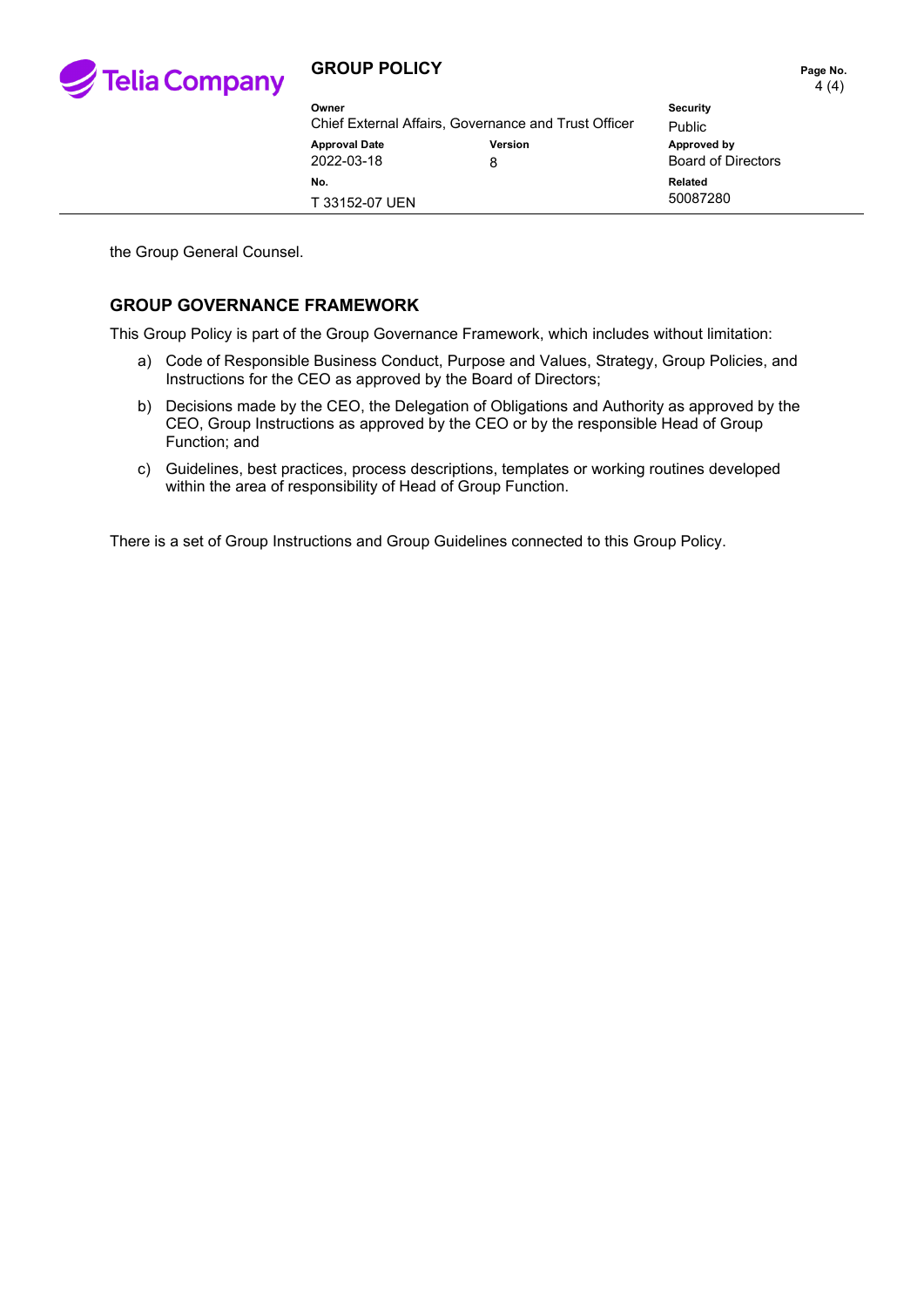the Group General Counsel.

## GROUP GOVERNANCE FRAMEWORK

This Group Policy is part of the Group Governance Framework, which includes without limitation:

a) Code of Responsible Business Conduct, Purpose and Values, Strategy, Group Policies, and Instructions for the CEO as approved by the Board of Directors;

b) Decisions made by the CEO, the Delegation of Obligations and Authority as approved by the CEO, Group Instructions as approved by the CEO or by the responsible Head of Group Function; and

c) Guidelines, best practices, process descriptions, templates or working routines developed within the area of responsibility of Head of Group Function.

There is a set of Group Instructions and Group Guidelines connected to this Group Policy.